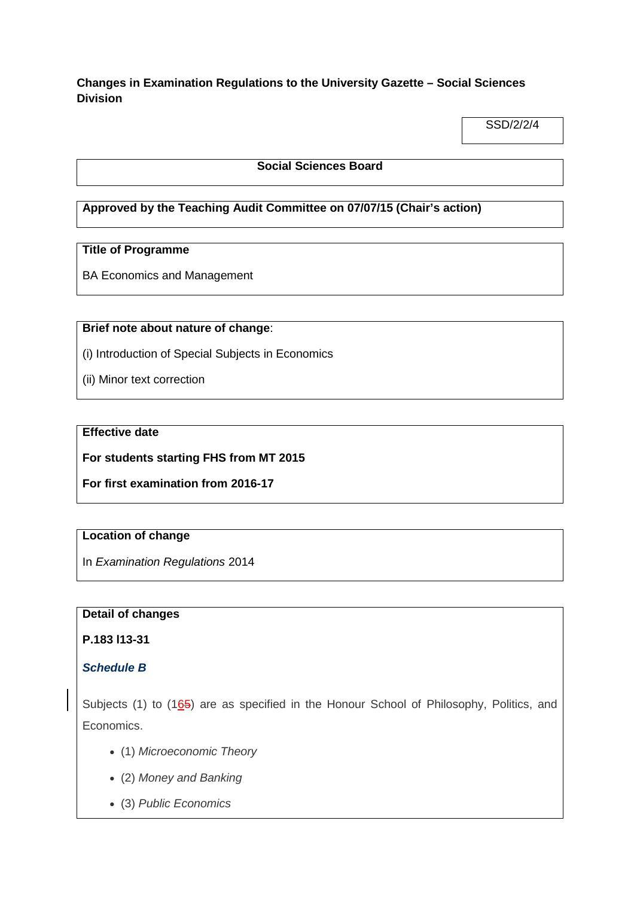**Changes in Examination Regulations to the University Gazette – Social Sciences Division**

SSD/2/2/4

**Social Sciences Board**

**Approved by the Teaching Audit Committee on 07/07/15 (Chair's action)**

**Title of Programme**

BA Economics and Management

**Brief note about nature of change**:

(i) Introduction of Special Subjects in Economics

(ii) Minor text correction

**Effective date**

**For students starting FHS from MT 2015**

**For first examination from 2016-17**

**Location of change**

In *Examination Regulations* 2014

**Detail of changes**

**P.183 l13-31**

***Schedule B***

Subjects (1) to (1~~5~~6) are as specified in the Honour School of Philosophy, Politics, and Economics.

- (1) *Microeconomic Theory*
- (2) *Money and Banking*
- (3) *Public Economics*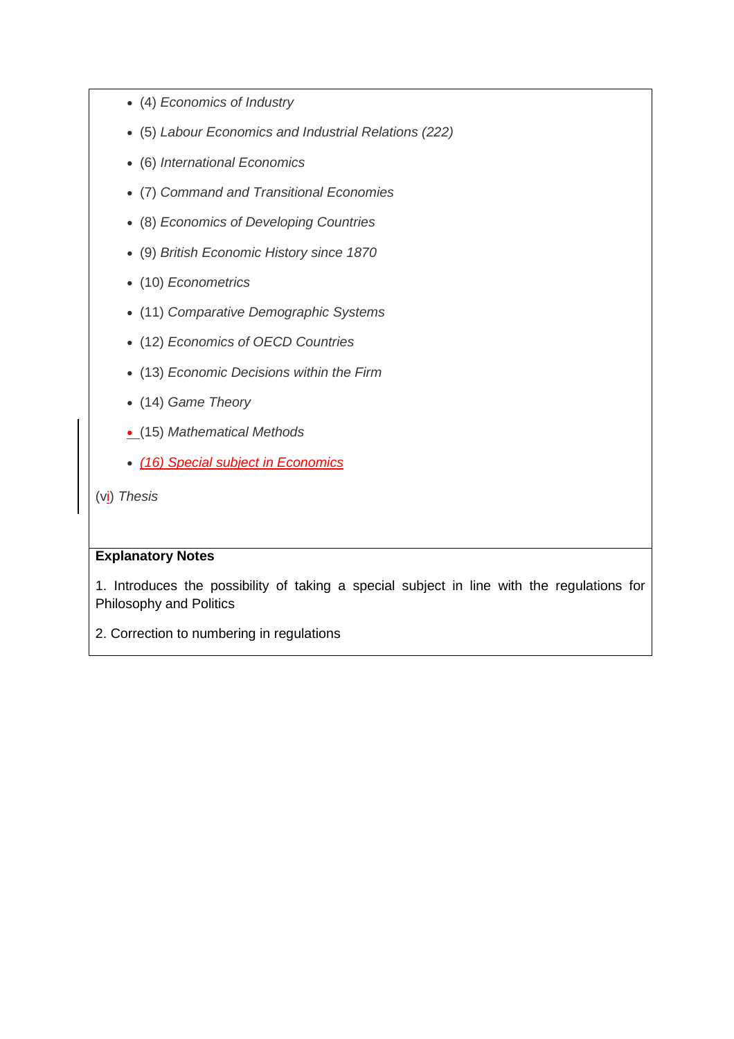- (4) *Economics of Industry*
- (5) *Labour Economics and Industrial Relations (222)*
- (6) *International Economics*
- (7) *Command and Transitional Economies*
- (8) *Economics of Developing Countries*
- (9) *British Economic History since 1870*
- (10) *Econometrics*
- (11) *Comparative Demographic Systems*
- (12) *Economics of OECD Countries*
- (13) *Economic Decisions within the Firm*
- (14) *Game Theory*
- (15) *Mathematical Methods*
- *(16) Special subject in Economics*

(vi) *Thesis*

**Explanatory Notes**

1. Introduces the possibility of taking a special subject in line with the regulations for Philosophy and Politics

2. Correction to numbering in regulations